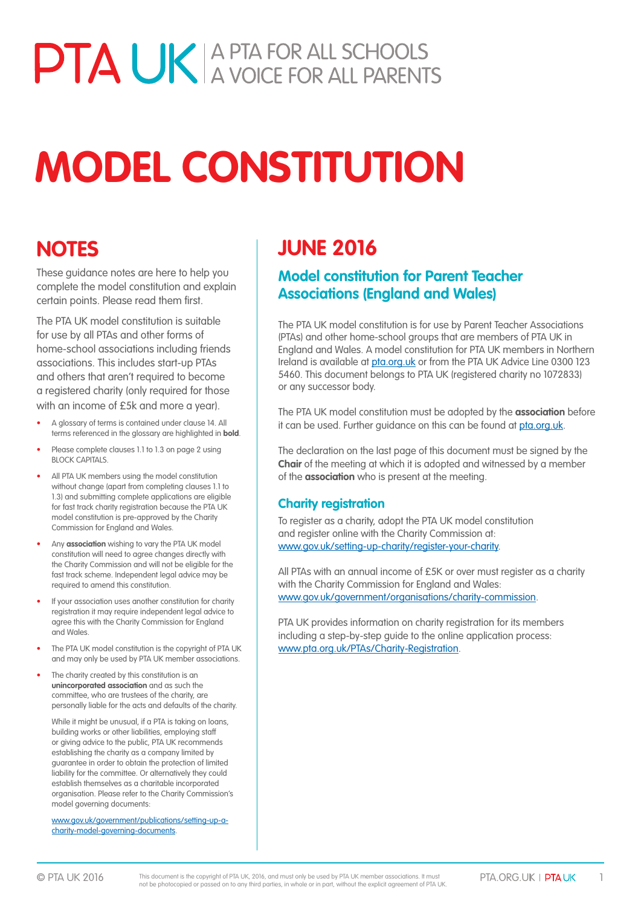# PTA UK | A PTA FOR ALL SCHOOLS A VOICE FOR ALL PARENTS

# MODEL CONSTITUTION

## NOTES

These guidance notes are here to help you complete the model constitution and explain certain points. Please read them first.

The PTA UK model constitution is suitable for use by all PTAs and other forms of home-school associations including friends associations. This includes start-up PTAs and others that aren't required to become a registered charity (only required for those with an income of £5k and more a year).

- A glossary of terms is contained under clause 14. All terms referenced in the glossary are highlighted in **bold**.
- Please complete clauses 1.1 to 1.3 on page 2 using BLOCK CAPITALS.
- All PTA UK members using the model constitution without change (apart from completing clauses 1.1 to 1.3) and submitting complete applications are eligible for fast track charity registration because the PTA UK model constitution is pre-approved by the Charity Commission for England and Wales.
- Any **association** wishing to vary the PTA UK model constitution will need to agree changes directly with the Charity Commission and will not be eligible for the fast track scheme. Independent legal advice may be required to amend this constitution.
- If your association uses another constitution for charity registration it may require independent legal advice to agree this with the Charity Commission for England and Wales.
- The PTA UK model constitution is the copyright of PTA UK and may only be used by PTA UK member associations.
- The charity created by this constitution is an **unincorporated association** and as such the committee, who are trustees of the charity, are personally liable for the acts and defaults of the charity.

  While it might be unusual, if a PTA is taking on loans, building works or other liabilities, employing staff or giving advice to the public, PTA UK recommends establishing the charity as a company limited by guarantee in order to obtain the protection of limited liability for the committee. Or alternatively they could establish themselves as a charitable incorporated organisation. Please refer to the Charity Commission's model governing documents:

  www.gov.uk/government/publications/setting-up-a-charity-model-governing-documents.

## JUNE 2016

### Model constitution for Parent Teacher Associations (England and Wales)

The PTA UK model constitution is for use by Parent Teacher Associations (PTAs) and other home-school groups that are members of PTA UK in England and Wales. A model constitution for PTA UK members in Northern Ireland is available at pta.org.uk or from the PTA UK Advice Line 0300 123 5460. This document belongs to PTA UK (registered charity no 1072833) or any successor body.

The PTA UK model constitution must be adopted by the **association** before it can be used. Further guidance on this can be found at pta.org.uk.

The declaration on the last page of this document must be signed by the **Chair** of the meeting at which it is adopted and witnessed by a member of the **association** who is present at the meeting.

### Charity registration

To register as a charity, adopt the PTA UK model constitution and register online with the Charity Commission at: www.gov.uk/setting-up-charity/register-your-charity.

All PTAs with an annual income of £5K or over must register as a charity with the Charity Commission for England and Wales: www.gov.uk/government/organisations/charity-commission.

PTA UK provides information on charity registration for its members including a step-by-step guide to the online application process: www.pta.org.uk/PTAs/Charity-Registration.

© PTA UK 2016

This document is the copyright of PTA UK, 2016, and must only be used by PTA UK member associations. It must not be photocopied or passed on to any third parties, in whole or in part, without the explicit agreement of PTA UK.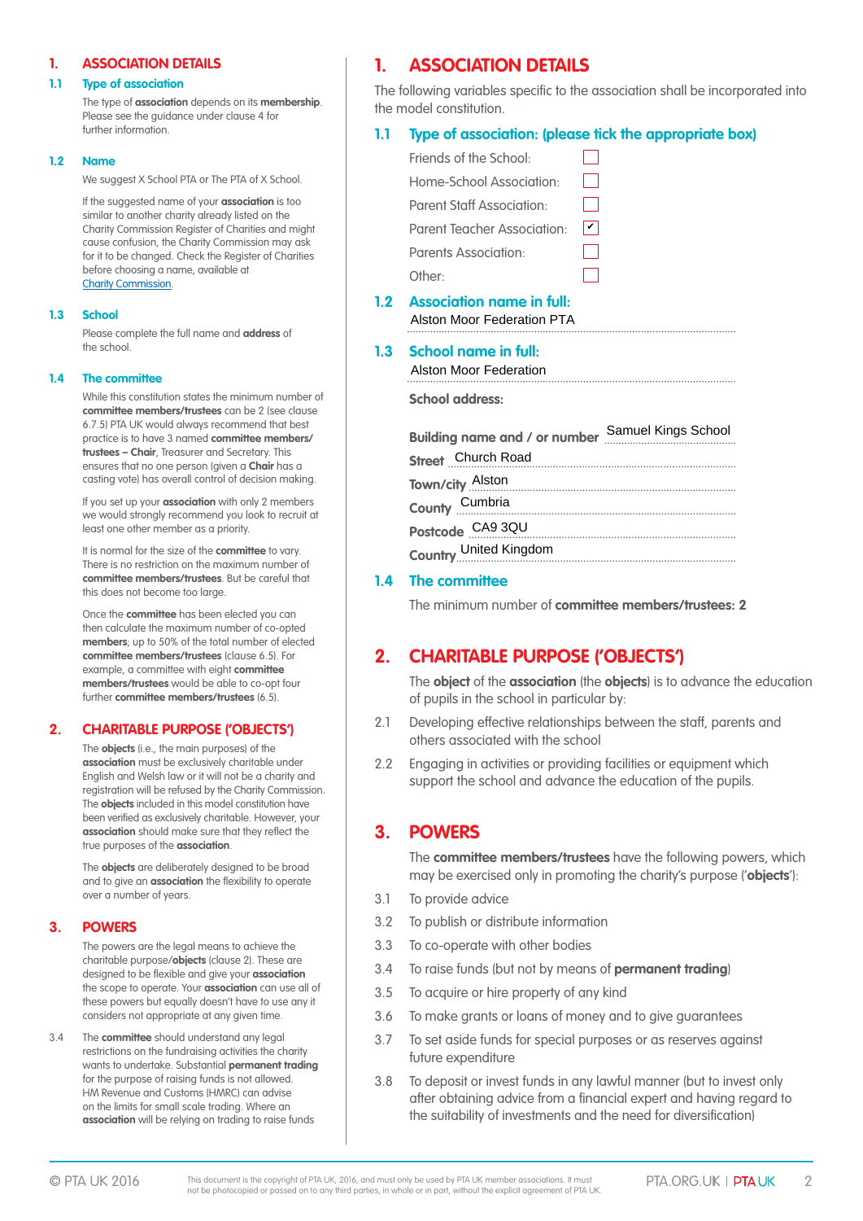## 1. ASSOCIATION DETAILS

### 1.1 Type of association

The type of **association** depends on its **membership**. Please see the guidance under clause 4 for further information.

### 1.2 Name

We suggest X School PTA or The PTA of X School.

If the suggested name of your **association** is too similar to another charity already listed on the Charity Commission Register of Charities and might cause confusion, the Charity Commission may ask for it to be changed. Check the Register of Charities before choosing a name, available at Charity Commission.

### 1.3 School

Please complete the full name and **address** of the school.

### 1.4 The committee

While this constitution states the minimum number of **committee members/trustees** can be 2 (see clause 6.7.5) PTA UK would always recommend that best practice is to have 3 named **committee members/ trustees – Chair**, Treasurer and Secretary. This ensures that no one person (given a **Chair** has a casting vote) has overall control of decision making.

If you set up your **association** with only 2 members we would strongly recommend you look to recruit at least one other member as a priority.

It is normal for the size of the **committee** to vary. There is no restriction on the maximum number of **committee members/trustees**. But be careful that this does not become too large.

Once the **committee** has been elected you can then calculate the maximum number of co-opted **members**; up to 50% of the total number of elected **committee members/trustees** (clause 6.5). For example, a committee with eight **committee members/trustees** would be able to co-opt four further **committee members/trustees** (6.5).

## 2. CHARITABLE PURPOSE ('OBJECTS')

The **objects** (i.e., the main purposes) of the **association** must be exclusively charitable under English and Welsh law or it will not be a charity and registration will be refused by the Charity Commission. The **objects** included in this model constitution have been verified as exclusively charitable. However, your **association** should make sure that they reflect the true purposes of the **association**.

The **objects** are deliberately designed to be broad and to give an **association** the flexibility to operate over a number of years.

## 3. POWERS

The powers are the legal means to achieve the charitable purpose/**objects** (clause 2). These are designed to be flexible and give your **association** the scope to operate. Your **association** can use all of these powers but equally doesn't have to use any it considers not appropriate at any given time.

3.4 The **committee** should understand any legal restrictions on the fundraising activities the charity wants to undertake. Substantial **permanent trading** for the purpose of raising funds is not allowed. HM Revenue and Customs (HMRC) can advise on the limits for small scale trading. Where an **association** will be relying on trading to raise funds

## 1. ASSOCIATION DETAILS

The following variables specific to the association shall be incorporated into the model constitution.

### 1.1 Type of association: (please tick the appropriate box)

- Friends of the School: ☐
- Home-School Association: ☐
- Parent Staff Association: ☐
- Parent Teacher Association: ☑
- Parents Association: ☐
- Other: ☐

### 1.2 Association name in full:

Alston Moor Federation PTA

### 1.3 School name in full:

Alston Moor Federation

**School address:**

**Building name and / or number** Samuel Kings School

**Street** Church Road

**Town/city** Alston

**County** Cumbria

**Postcode** CA9 3QU

**Country** United Kingdom

### 1.4 The committee

The minimum number of **committee members/trustees: 2**

## 2. CHARITABLE PURPOSE ('OBJECTS')

The **object** of the **association** (the **objects**) is to advance the education of pupils in the school in particular by:

2.1 Developing effective relationships between the staff, parents and others associated with the school

2.2 Engaging in activities or providing facilities or equipment which support the school and advance the education of the pupils.

## 3. POWERS

The **committee members/trustees** have the following powers, which may be exercised only in promoting the charity's purpose ('**objects**'):

3.1 To provide advice

3.2 To publish or distribute information

3.3 To co-operate with other bodies

3.4 To raise funds (but not by means of **permanent trading**)

3.5 To acquire or hire property of any kind

3.6 To make grants or loans of money and to give guarantees

3.7 To set aside funds for special purposes or as reserves against future expenditure

3.8 To deposit or invest funds in any lawful manner (but to invest only after obtaining advice from a financial expert and having regard to the suitability of investments and the need for diversification)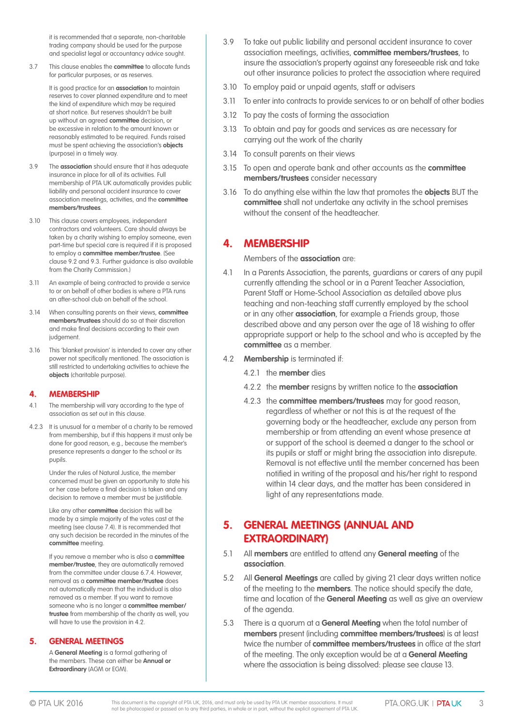it is recommended that a separate, non-charitable trading company should be used for the purpose and specialist legal or accountancy advice sought.

3.7 This clause enables the **committee** to allocate funds for particular purposes, or as reserves.

It is good practice for an **association** to maintain reserves to cover planned expenditure and to meet the kind of expenditure which may be required at short notice. But reserves shouldn't be built up without an agreed **committee** decision, or be excessive in relation to the amount known or reasonably estimated to be required. Funds raised must be spent achieving the association's **objects** (purpose) in a timely way.

3.9 The **association** should ensure that it has adequate insurance in place for all of its activities. Full membership of PTA UK automatically provides public liability and personal accident insurance to cover association meetings, activities, and the **committee members/trustees**.

3.10 This clause covers employees, independent contractors and volunteers. Care should always be taken by a charity wishing to employ someone, even part-time but special care is required if it is proposed to employ a **committee member/trustee**. (See clause 9.2 and 9.3. Further guidance is also available from the Charity Commission.)

3.11 An example of being contracted to provide a service to or on behalf of other bodies is where a PTA runs an after-school club on behalf of the school.

3.14 When consulting parents on their views, **committee members/trustees** should do so at their discretion and make final decisions according to their own judgement.

3.16 This 'blanket provision' is intended to cover any other power not specifically mentioned. The association is still restricted to undertaking activities to achieve the **objects** (charitable purpose).

## 4. MEMBERSHIP

4.1 The membership will vary according to the type of association as set out in this clause.

4.2.3 It is unusual for a member of a charity to be removed from membership, but if this happens it must only be done for good reason, e.g., because the member's presence represents a danger to the school or its pupils.

Under the rules of Natural Justice, the member concerned must be given an opportunity to state his or her case before a final decision is taken and any decision to remove a member must be justifiable.

Like any other **committee** decision this will be made by a simple majority of the votes cast at the meeting (see clause 7.4). It is recommended that any such decision be recorded in the minutes of the **committee** meeting.

If you remove a member who is also a **committee member/trustee**, they are automatically removed from the committee under clause 6.7.4. However, removal as a **committee member/trustee** does not automatically mean that the individual is also removed as a member. If you want to remove someone who is no longer a **committee member/ trustee** from membership of the charity as well, you will have to use the provision in 4.2.

## 5. GENERAL MEETINGS

A **General Meeting** is a formal gathering of the members. These can either be **Annual or Extraordinary** (AGM or EGM).

3.9 To take out public liability and personal accident insurance to cover association meetings, activities, **committee members/trustees**, to insure the association's property against any foreseeable risk and take out other insurance policies to protect the association where required

3.10 To employ paid or unpaid agents, staff or advisers

3.11 To enter into contracts to provide services to or on behalf of other bodies

3.12 To pay the costs of forming the association

3.13 To obtain and pay for goods and services as are necessary for carrying out the work of the charity

3.14 To consult parents on their views

3.15 To open and operate bank and other accounts as the **committee members/trustees** consider necessary

3.16 To do anything else within the law that promotes the **objects** BUT the **committee** shall not undertake any activity in the school premises without the consent of the headteacher.

## 4. MEMBERSHIP

Members of the **association** are:

4.1 In a Parents Association, the parents, guardians or carers of any pupil currently attending the school or in a Parent Teacher Association, Parent Staff or Home-School Association as detailed above plus teaching and non-teaching staff currently employed by the school or in any other **association**, for example a Friends group, those described above and any person over the age of 18 wishing to offer appropriate support or help to the school and who is accepted by the **committee** as a member.

4.2 **Membership** is terminated if:

4.2.1 the **member** dies

4.2.2 the **member** resigns by written notice to the **association**

4.2.3 the **committee members/trustees** may for good reason, regardless of whether or not this is at the request of the governing body or the headteacher, exclude any person from membership or from attending an event whose presence at or support of the school is deemed a danger to the school or its pupils or staff or might bring the association into disrepute. Removal is not effective until the member concerned has been notified in writing of the proposal and his/her right to respond within 14 clear days, and the matter has been considered in light of any representations made.

## 5. GENERAL MEETINGS (ANNUAL AND EXTRAORDINARY)

5.1 All **members** are entitled to attend any **General meeting** of the **association**.

5.2 All **General Meetings** are called by giving 21 clear days written notice of the meeting to the **members**. The notice should specify the date, time and location of the **General Meeting** as well as give an overview of the agenda.

5.3 There is a quorum at a **General Meeting** when the total number of **members** present (including **committee members/trustees**) is at least twice the number of **committee members/trustees** in office at the start of the meeting. The only exception would be at a **General Meeting** where the association is being dissolved: please see clause 13.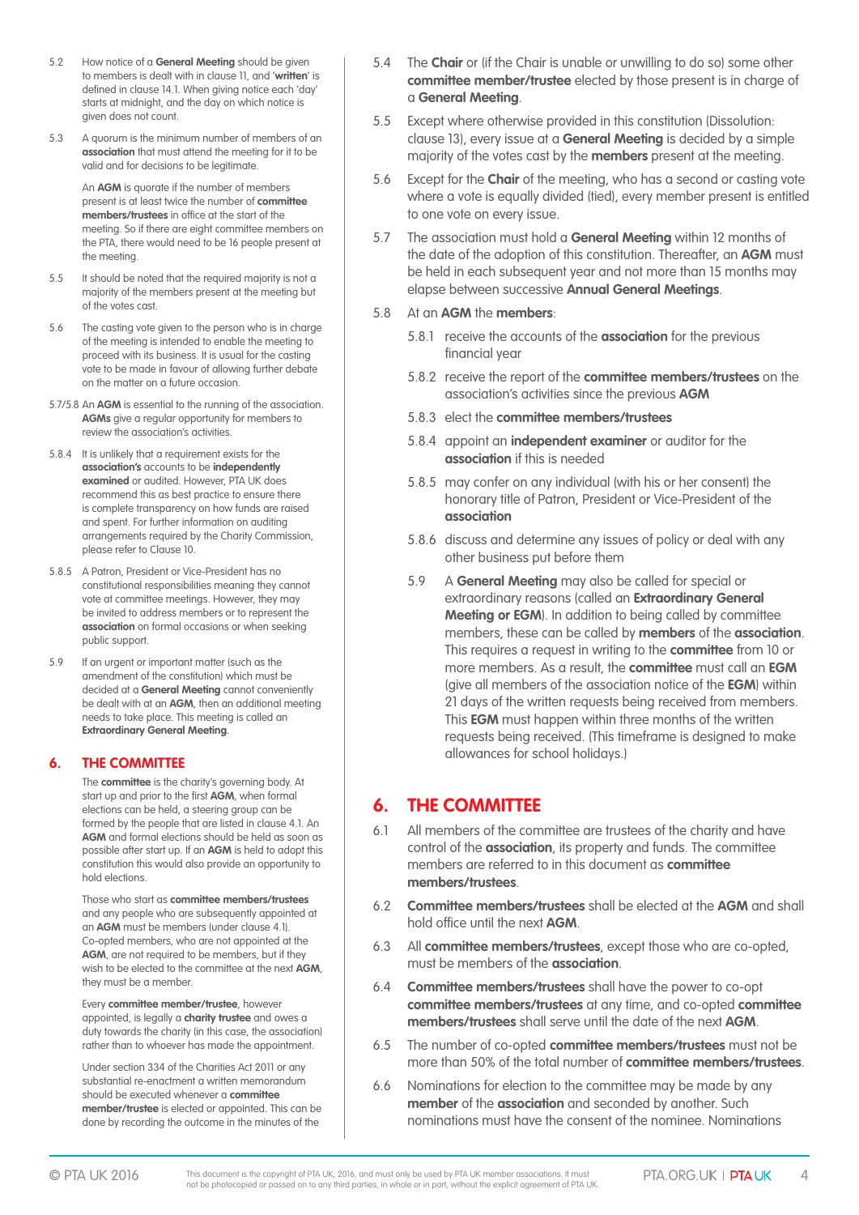5.2 How notice of a **General Meeting** should be given to members is dealt with in clause 11, and '**written**' is defined in clause 14.1. When giving notice each 'day' starts at midnight, and the day on which notice is given does not count.

5.3 A quorum is the minimum number of members of an **association** that must attend the meeting for it to be valid and for decisions to be legitimate.

An **AGM** is quorate if the number of members present is at least twice the number of **committee members/trustees** in office at the start of the meeting. So if there are eight committee members on the PTA, there would need to be 16 people present at the meeting.

5.5 It should be noted that the required majority is not a majority of the members present at the meeting but of the votes cast.

5.6 The casting vote given to the person who is in charge of the meeting is intended to enable the meeting to proceed with its business. It is usual for the casting vote to be made in favour of allowing further debate on the matter on a future occasion.

5.7/5.8 An **AGM** is essential to the running of the association. **AGMs** give a regular opportunity for members to review the association's activities.

5.8.4 It is unlikely that a requirement exists for the **association's** accounts to be **independently examined** or audited. However, PTA UK does recommend this as best practice to ensure there is complete transparency on how funds are raised and spent. For further information on auditing arrangements required by the Charity Commission, please refer to Clause 10.

5.8.5 A Patron, President or Vice-President has no constitutional responsibilities meaning they cannot vote at committee meetings. However, they may be invited to address members or to represent the **association** on formal occasions or when seeking public support.

5.9 If an urgent or important matter (such as the amendment of the constitution) which must be decided at a **General Meeting** cannot conveniently be dealt with at an **AGM**, then an additional meeting needs to take place. This meeting is called an **Extraordinary General Meeting**.

## 6. THE COMMITTEE

The **committee** is the charity's governing body. At start up and prior to the first **AGM**, when formal elections can be held, a steering group can be formed by the people that are listed in clause 4.1. An **AGM** and formal elections should be held as soon as possible after start up. If an **AGM** is held to adopt this constitution this would also provide an opportunity to hold elections.

Those who start as **committee members/trustees** and any people who are subsequently appointed at an **AGM** must be members (under clause 4.1). Co-opted members, who are not appointed at the **AGM**, are not required to be members, but if they wish to be elected to the committee at the next **AGM**, they must be a member.

Every **committee member/trustee**, however appointed, is legally a **charity trustee** and owes a duty towards the charity (in this case, the association) rather than to whoever has made the appointment.

Under section 334 of the Charities Act 2011 or any substantial re-enactment a written memorandum should be executed whenever a **committee member/trustee** is elected or appointed. This can be done by recording the outcome in the minutes of the

---

5.4 The **Chair** or (if the Chair is unable or unwilling to do so) some other **committee member/trustee** elected by those present is in charge of a **General Meeting**.

5.5 Except where otherwise provided in this constitution (Dissolution: clause 13), every issue at a **General Meeting** is decided by a simple majority of the votes cast by the **members** present at the meeting.

5.6 Except for the **Chair** of the meeting, who has a second or casting vote where a vote is equally divided (tied), every member present is entitled to one vote on every issue.

5.7 The association must hold a **General Meeting** within 12 months of the date of the adoption of this constitution. Thereafter, an **AGM** must be held in each subsequent year and not more than 15 months may elapse between successive **Annual General Meetings**.

5.8 At an **AGM** the **members**:

5.8.1 receive the accounts of the **association** for the previous financial year

5.8.2 receive the report of the **committee members/trustees** on the association's activities since the previous **AGM**

5.8.3 elect the **committee members/trustees**

5.8.4 appoint an **independent examiner** or auditor for the **association** if this is needed

5.8.5 may confer on any individual (with his or her consent) the honorary title of Patron, President or Vice-President of the **association**

5.8.6 discuss and determine any issues of policy or deal with any other business put before them

5.9 A **General Meeting** may also be called for special or extraordinary reasons (called an **Extraordinary General Meeting or EGM**). In addition to being called by committee members, these can be called by **members** of the **association**. This requires a request in writing to the **committee** from 10 or more members. As a result, the **committee** must call an **EGM** (give all members of the association notice of the **EGM**) within 21 days of the written requests being received from members. This **EGM** must happen within three months of the written requests being received. (This timeframe is designed to make allowances for school holidays.)

## 6. THE COMMITTEE

6.1 All members of the committee are trustees of the charity and have control of the **association**, its property and funds. The committee members are referred to in this document as **committee members/trustees**.

6.2 **Committee members/trustees** shall be elected at the **AGM** and shall hold office until the next **AGM**.

6.3 All **committee members/trustees**, except those who are co-opted, must be members of the **association**.

6.4 **Committee members/trustees** shall have the power to co-opt **committee members/trustees** at any time, and co-opted **committee members/trustees** shall serve until the date of the next **AGM**.

6.5 The number of co-opted **committee members/trustees** must not be more than 50% of the total number of **committee members/trustees**.

6.6 Nominations for election to the committee may be made by any **member** of the **association** and seconded by another. Such nominations must have the consent of the nominee. Nominations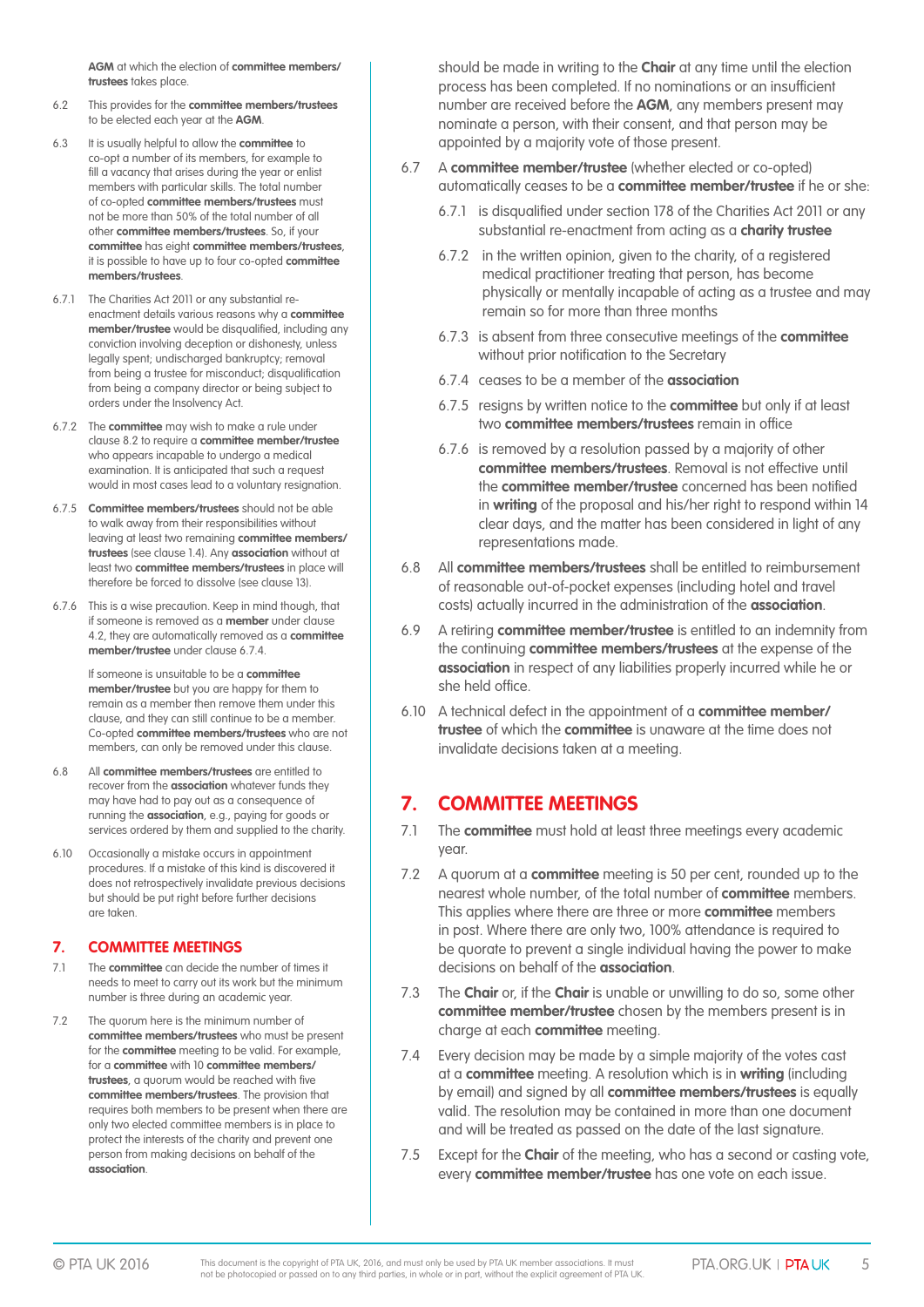**AGM** at which the election of **committee members/trustees** takes place.

6.2 This provides for the **committee members/trustees** to be elected each year at the **AGM**.

6.3 It is usually helpful to allow the **committee** to co-opt a number of its members, for example to fill a vacancy that arises during the year or enlist members with particular skills. The total number of co-opted **committee members/trustees** must not be more than 50% of the total number of all other **committee members/trustees**. So, if your **committee** has eight **committee members/trustees**, it is possible to have up to four co-opted **committee members/trustees**.

6.7.1 The Charities Act 2011 or any substantial re-enactment details various reasons why a **committee member/trustee** would be disqualified, including any conviction involving deception or dishonesty, unless legally spent; undischarged bankruptcy; removal from being a trustee for misconduct; disqualification from being a company director or being subject to orders under the Insolvency Act.

6.7.2 The **committee** may wish to make a rule under clause 8.2 to require a **committee member/trustee** who appears incapable to undergo a medical examination. It is anticipated that such a request would in most cases lead to a voluntary resignation.

6.7.5 **Committee members/trustees** should not be able to walk away from their responsibilities without leaving at least two remaining **committee members/trustees** (see clause 1.4). Any **association** without at least two **committee members/trustees** in place will therefore be forced to dissolve (see clause 13).

6.7.6 This is a wise precaution. Keep in mind though, that if someone is removed as a **member** under clause 4.2, they are automatically removed as a **committee member/trustee** under clause 6.7.4.

If someone is unsuitable to be a **committee member/trustee** but you are happy for them to remain as a member then remove them under this clause, and they can still continue to be a member. Co-opted **committee members/trustees** who are not members, can only be removed under this clause.

6.8 All **committee members/trustees** are entitled to recover from the **association** whatever funds they may have had to pay out as a consequence of running the **association**, e.g., paying for goods or services ordered by them and supplied to the charity.

6.10 Occasionally a mistake occurs in appointment procedures. If a mistake of this kind is discovered it does not retrospectively invalidate previous decisions but should be put right before further decisions are taken.

## 7. COMMITTEE MEETINGS

7.1 The **committee** can decide the number of times it needs to meet to carry out its work but the minimum number is three during an academic year.

7.2 The quorum here is the minimum number of **committee members/trustees** who must be present for the **committee** meeting to be valid. For example, for a **committee** with 10 **committee members/trustees**, a quorum would be reached with five **committee members/trustees**. The provision that requires both members to be present when there are only two elected committee members is in place to protect the interests of the charity and prevent one person from making decisions on behalf of the **association**.

should be made in writing to the **Chair** at any time until the election process has been completed. If no nominations or an insufficient number are received before the **AGM**, any members present may nominate a person, with their consent, and that person may be appointed by a majority vote of those present.

6.7 A **committee member/trustee** (whether elected or co-opted) automatically ceases to be a **committee member/trustee** if he or she:

6.7.1 is disqualified under section 178 of the Charities Act 2011 or any substantial re-enactment from acting as a **charity trustee**

6.7.2 in the written opinion, given to the charity, of a registered medical practitioner treating that person, has become physically or mentally incapable of acting as a trustee and may remain so for more than three months

6.7.3 is absent from three consecutive meetings of the **committee** without prior notification to the Secretary

6.7.4 ceases to be a member of the **association**

6.7.5 resigns by written notice to the **committee** but only if at least two **committee members/trustees** remain in office

6.7.6 is removed by a resolution passed by a majority of other **committee members/trustees**. Removal is not effective until the **committee member/trustee** concerned has been notified in **writing** of the proposal and his/her right to respond within 14 clear days, and the matter has been considered in light of any representations made.

6.8 All **committee members/trustees** shall be entitled to reimbursement of reasonable out-of-pocket expenses (including hotel and travel costs) actually incurred in the administration of the **association**.

6.9 A retiring **committee member/trustee** is entitled to an indemnity from the continuing **committee members/trustees** at the expense of the **association** in respect of any liabilities properly incurred while he or she held office.

6.10 A technical defect in the appointment of a **committee member/trustee** of which the **committee** is unaware at the time does not invalidate decisions taken at a meeting.

## 7. COMMITTEE MEETINGS

7.1 The **committee** must hold at least three meetings every academic year.

7.2 A quorum at a **committee** meeting is 50 per cent, rounded up to the nearest whole number, of the total number of **committee** members. This applies where there are three or more **committee** members in post. Where there are only two, 100% attendance is required to be quorate to prevent a single individual having the power to make decisions on behalf of the **association**.

7.3 The **Chair** or, if the **Chair** is unable or unwilling to do so, some other **committee member/trustee** chosen by the members present is in charge at each **committee** meeting.

7.4 Every decision may be made by a simple majority of the votes cast at a **committee** meeting. A resolution which is in **writing** (including by email) and signed by all **committee members/trustees** is equally valid. The resolution may be contained in more than one document and will be treated as passed on the date of the last signature.

7.5 Except for the **Chair** of the meeting, who has a second or casting vote, every **committee member/trustee** has one vote on each issue.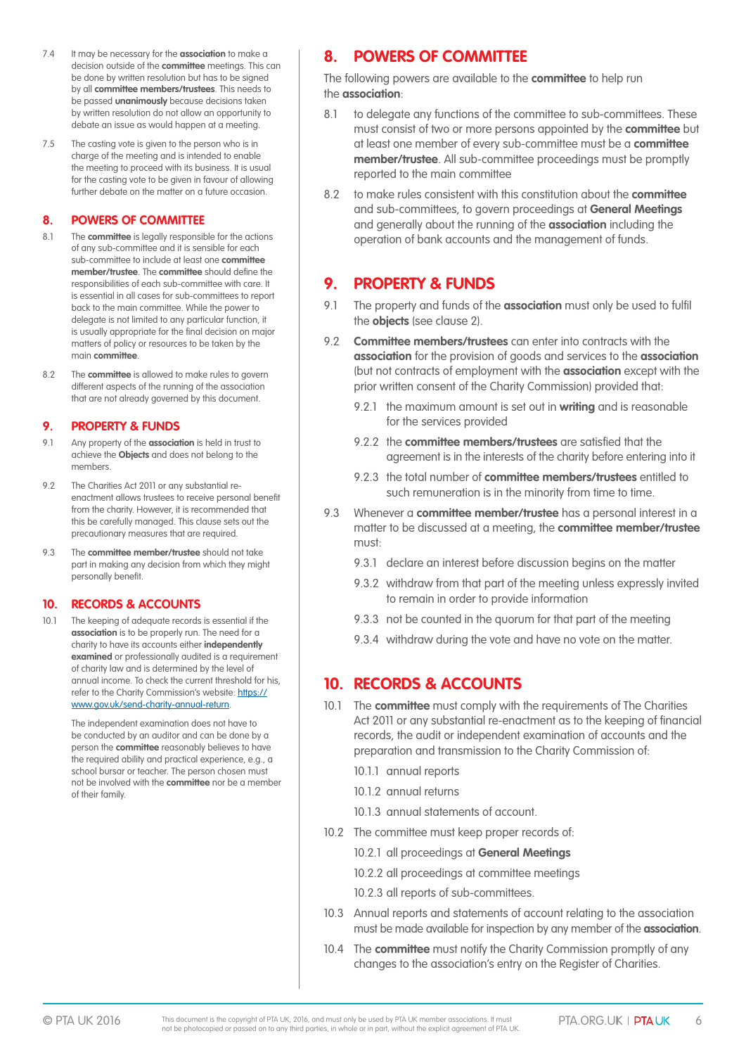7.4 It may be necessary for the **association** to make a decision outside of the **committee** meetings. This can be done by written resolution but has to be signed by all **committee members/trustees**. This needs to be passed **unanimously** because decisions taken by written resolution do not allow an opportunity to debate an issue as would happen at a meeting.

7.5 The casting vote is given to the person who is in charge of the meeting and is intended to enable the meeting to proceed with its business. It is usual for the casting vote to be given in favour of allowing further debate on the matter on a future occasion.

## 8. POWERS OF COMMITTEE

8.1 The **committee** is legally responsible for the actions of any sub-committee and it is sensible for each sub-committee to include at least one **committee member/trustee**. The **committee** should define the responsibilities of each sub-committee with care. It is essential in all cases for sub-committees to report back to the main committee. While the power to delegate is not limited to any particular function, it is usually appropriate for the final decision on major matters of policy or resources to be taken by the main **committee**.

8.2 The **committee** is allowed to make rules to govern different aspects of the running of the association that are not already governed by this document.

## 9. PROPERTY & FUNDS

9.1 Any property of the **association** is held in trust to achieve the **Objects** and does not belong to the members.

9.2 The Charities Act 2011 or any substantial re-enactment allows trustees to receive personal benefit from the charity. However, it is recommended that this be carefully managed. This clause sets out the precautionary measures that are required.

9.3 The **committee member/trustee** should not take part in making any decision from which they might personally benefit.

## 10. RECORDS & ACCOUNTS

10.1 The keeping of adequate records is essential if the **association** is to be properly run. The need for a charity to have its accounts either **independently examined** or professionally audited is a requirement of charity law and is determined by the level of annual income. To check the current threshold for his, refer to the Charity Commission's website: https://www.gov.uk/send-charity-annual-return.

The independent examination does not have to be conducted by an auditor and can be done by a person the **committee** reasonably believes to have the required ability and practical experience, e.g., a school bursar or teacher. The person chosen must not be involved with the **committee** nor be a member of their family.

## 8. POWERS OF COMMITTEE

The following powers are available to the **committee** to help run the **association**:

8.1 to delegate any functions of the committee to sub-committees. These must consist of two or more persons appointed by the **committee** but at least one member of every sub-committee must be a **committee member/trustee**. All sub-committee proceedings must be promptly reported to the main committee

8.2 to make rules consistent with this constitution about the **committee** and sub-committees, to govern proceedings at **General Meetings** and generally about the running of the **association** including the operation of bank accounts and the management of funds.

## 9. PROPERTY & FUNDS

9.1 The property and funds of the **association** must only be used to fulfil the **objects** (see clause 2).

9.2 **Committee members/trustees** can enter into contracts with the **association** for the provision of goods and services to the **association** (but not contracts of employment with the **association** except with the prior written consent of the Charity Commission) provided that:

9.2.1 the maximum amount is set out in **writing** and is reasonable for the services provided

9.2.2 the **committee members/trustees** are satisfied that the agreement is in the interests of the charity before entering into it

9.2.3 the total number of **committee members/trustees** entitled to such remuneration is in the minority from time to time.

9.3 Whenever a **committee member/trustee** has a personal interest in a matter to be discussed at a meeting, the **committee member/trustee** must:

9.3.1 declare an interest before discussion begins on the matter

9.3.2 withdraw from that part of the meeting unless expressly invited to remain in order to provide information

9.3.3 not be counted in the quorum for that part of the meeting

9.3.4 withdraw during the vote and have no vote on the matter.

## 10. RECORDS & ACCOUNTS

10.1 The **committee** must comply with the requirements of The Charities Act 2011 or any substantial re-enactment as to the keeping of financial records, the audit or independent examination of accounts and the preparation and transmission to the Charity Commission of:

10.1.1 annual reports

10.1.2 annual returns

10.1.3 annual statements of account.

10.2 The committee must keep proper records of:

10.2.1 all proceedings at **General Meetings**

10.2.2 all proceedings at committee meetings

10.2.3 all reports of sub-committees.

10.3 Annual reports and statements of account relating to the association must be made available for inspection by any member of the **association**.

10.4 The **committee** must notify the Charity Commission promptly of any changes to the association's entry on the Register of Charities.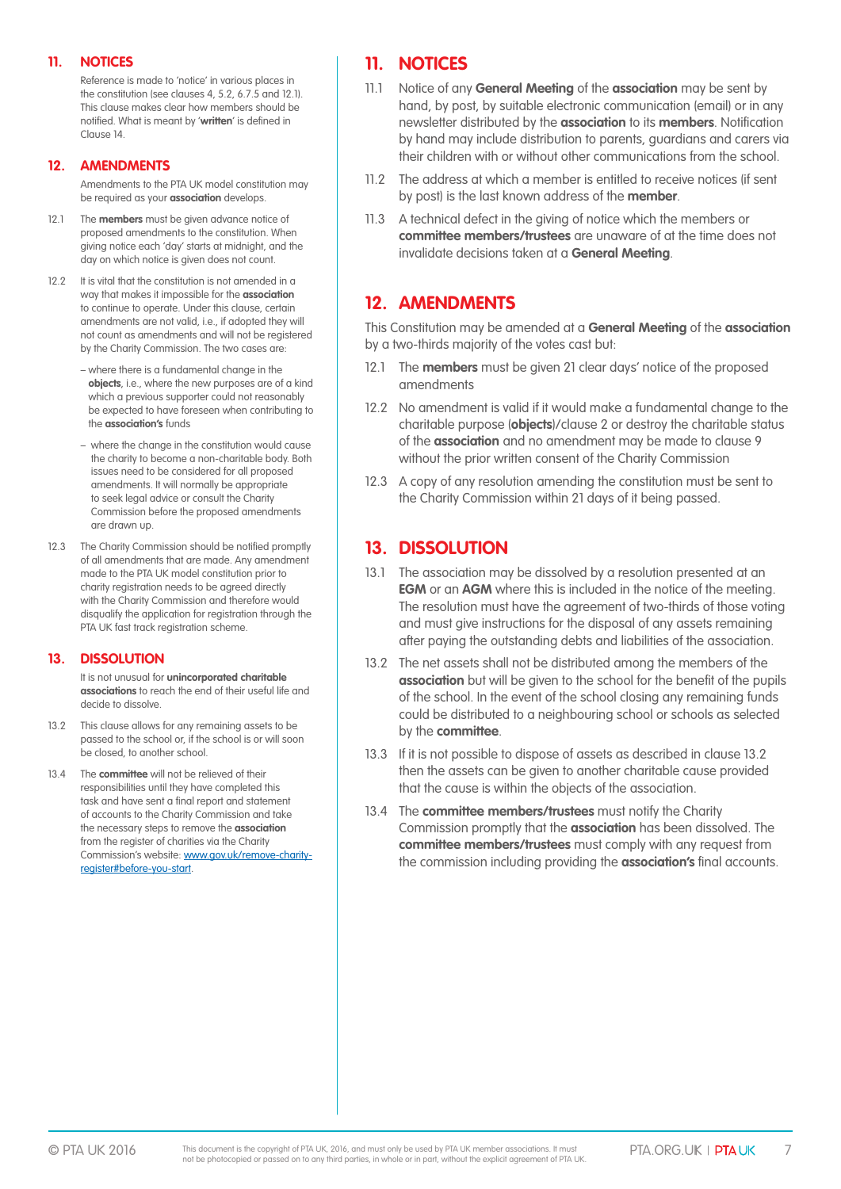## 11. NOTICES

Reference is made to 'notice' in various places in the constitution (see clauses 4, 5.2, 6.7.5 and 12.1). This clause makes clear how members should be notified. What is meant by '**written**' is defined in Clause 14.

## 12. AMENDMENTS

Amendments to the PTA UK model constitution may be required as your **association** develops.

12.1 The **members** must be given advance notice of proposed amendments to the constitution. When giving notice each 'day' starts at midnight, and the day on which notice is given does not count.

12.2 It is vital that the constitution is not amended in a way that makes it impossible for the **association** to continue to operate. Under this clause, certain amendments are not valid, i.e., if adopted they will not count as amendments and will not be registered by the Charity Commission. The two cases are:

- where there is a fundamental change in the **objects**, i.e., where the new purposes are of a kind which a previous supporter could not reasonably be expected to have foreseen when contributing to the **association's** funds
- where the change in the constitution would cause the charity to become a non-charitable body. Both issues need to be considered for all proposed amendments. It will normally be appropriate to seek legal advice or consult the Charity Commission before the proposed amendments are drawn up.

12.3 The Charity Commission should be notified promptly of all amendments that are made. Any amendment made to the PTA UK model constitution prior to charity registration needs to be agreed directly with the Charity Commission and therefore would disqualify the application for registration through the PTA UK fast track registration scheme.

## 13. DISSOLUTION

It is not unusual for **unincorporated charitable associations** to reach the end of their useful life and decide to dissolve.

13.2 This clause allows for any remaining assets to be passed to the school or, if the school is or will soon be closed, to another school.

13.4 The **committee** will not be relieved of their responsibilities until they have completed this task and have sent a final report and statement of accounts to the Charity Commission and take the necessary steps to remove the **association** from the register of charities via the Charity Commission's website: www.gov.uk/remove-charity-register#before-you-start.

## 11. NOTICES

11.1 Notice of any **General Meeting** of the **association** may be sent by hand, by post, by suitable electronic communication (email) or in any newsletter distributed by the **association** to its **members**. Notification by hand may include distribution to parents, guardians and carers via their children with or without other communications from the school.

11.2 The address at which a member is entitled to receive notices (if sent by post) is the last known address of the **member**.

11.3 A technical defect in the giving of notice which the members or **committee members/trustees** are unaware of at the time does not invalidate decisions taken at a **General Meeting**.

## 12. AMENDMENTS

This Constitution may be amended at a **General Meeting** of the **association** by a two-thirds majority of the votes cast but:

12.1 The **members** must be given 21 clear days' notice of the proposed amendments

12.2 No amendment is valid if it would make a fundamental change to the charitable purpose (**objects**)/clause 2 or destroy the charitable status of the **association** and no amendment may be made to clause 9 without the prior written consent of the Charity Commission

12.3 A copy of any resolution amending the constitution must be sent to the Charity Commission within 21 days of it being passed.

## 13. DISSOLUTION

13.1 The association may be dissolved by a resolution presented at an **EGM** or an **AGM** where this is included in the notice of the meeting. The resolution must have the agreement of two-thirds of those voting and must give instructions for the disposal of any assets remaining after paying the outstanding debts and liabilities of the association.

13.2 The net assets shall not be distributed among the members of the **association** but will be given to the school for the benefit of the pupils of the school. In the event of the school closing any remaining funds could be distributed to a neighbouring school or schools as selected by the **committee**.

13.3 If it is not possible to dispose of assets as described in clause 13.2 then the assets can be given to another charitable cause provided that the cause is within the objects of the association.

13.4 The **committee members/trustees** must notify the Charity Commission promptly that the **association** has been dissolved. The **committee members/trustees** must comply with any request from the commission including providing the **association's** final accounts.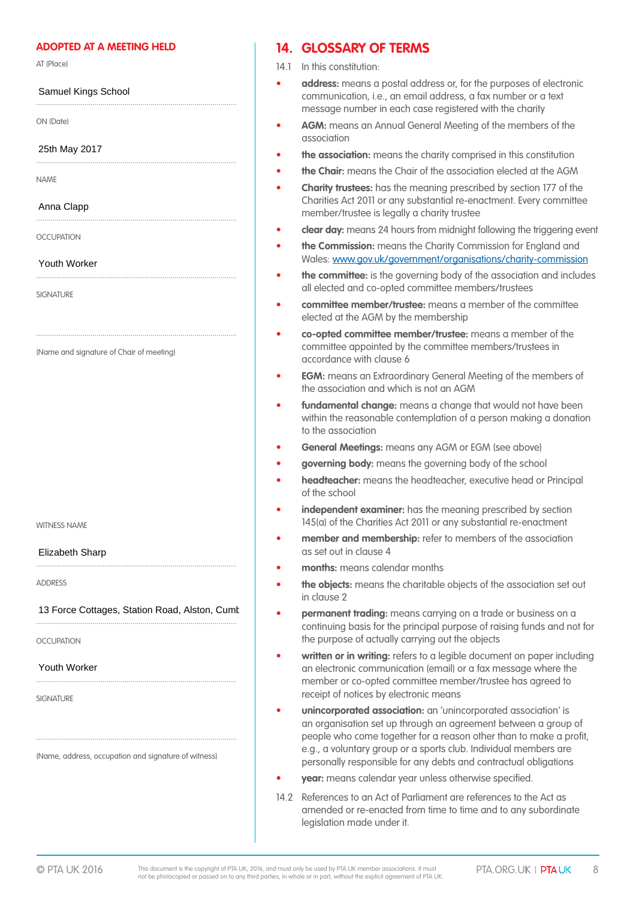**ADOPTED AT A MEETING HELD**

AT (Place)

Samuel Kings School

ON (Date)

25th May 2017

NAME

Anna Clapp

OCCUPATION

Youth Worker

SIGNATURE

(Name and signature of Chair of meeting)

WITNESS NAME

Elizabeth Sharp

ADDRESS

13 Force Cottages, Station Road, Alston, Cumb

OCCUPATION

Youth Worker

SIGNATURE

(Name, address, occupation and signature of witness)

## 14. GLOSSARY OF TERMS

14.1 In this constitution:

- **address:** means a postal address or, for the purposes of electronic communication, i.e., an email address, a fax number or a text message number in each case registered with the charity
- **AGM:** means an Annual General Meeting of the members of the association
- **the association:** means the charity comprised in this constitution
- **the Chair:** means the Chair of the association elected at the AGM
- **Charity trustees:** has the meaning prescribed by section 177 of the Charities Act 2011 or any substantial re-enactment. Every committee member/trustee is legally a charity trustee
- **clear day:** means 24 hours from midnight following the triggering event
- **the Commission:** means the Charity Commission for England and Wales: www.gov.uk/government/organisations/charity-commission
- **the committee:** is the governing body of the association and includes all elected and co-opted committee members/trustees
- **committee member/trustee:** means a member of the committee elected at the AGM by the membership
- **co-opted committee member/trustee:** means a member of the committee appointed by the committee members/trustees in accordance with clause 6
- **EGM:** means an Extraordinary General Meeting of the members of the association and which is not an AGM
- **fundamental change:** means a change that would not have been within the reasonable contemplation of a person making a donation to the association
- **General Meetings:** means any AGM or EGM (see above)
- **governing body:** means the governing body of the school
- **headteacher:** means the headteacher, executive head or Principal of the school
- **independent examiner:** has the meaning prescribed by section 145(a) of the Charities Act 2011 or any substantial re-enactment
- **member and membership:** refer to members of the association as set out in clause 4
- **months:** means calendar months
- **the objects:** means the charitable objects of the association set out in clause 2
- **permanent trading:** means carrying on a trade or business on a continuing basis for the principal purpose of raising funds and not for the purpose of actually carrying out the objects
- **written or in writing:** refers to a legible document on paper including an electronic communication (email) or a fax message where the member or co-opted committee member/trustee has agreed to receipt of notices by electronic means
- **unincorporated association:** an 'unincorporated association' is an organisation set up through an agreement between a group of people who come together for a reason other than to make a profit, e.g., a voluntary group or a sports club. Individual members are personally responsible for any debts and contractual obligations
- **year:** means calendar year unless otherwise specified.

14.2 References to an Act of Parliament are references to the Act as amended or re-enacted from time to time and to any subordinate legislation made under it.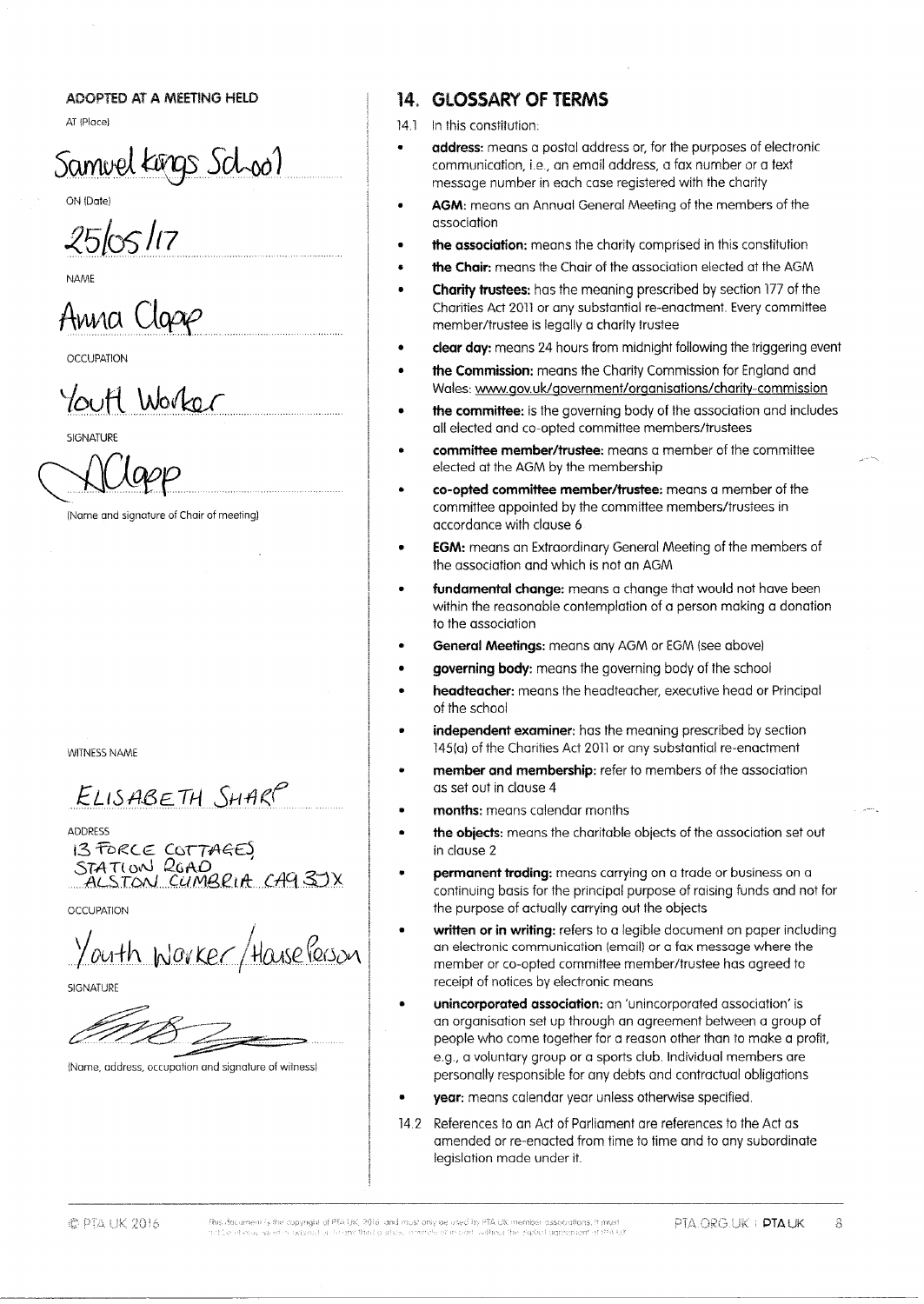**ADOPTED AT A MEETING HELD**

AT (Place)

Samuel Kings School

ON (Date)

25/05/17

NAME

Anna Clapp

OCCUPATION

Youth Worker

SIGNATURE

AClapp

(Name and signature of Chair of meeting)

WITNESS NAME

ELISABETH SHARP

ADDRESS

13 FORGE COTTAGES
STATION ROAD
ALSTON CUMBRIA CA9 3JX

OCCUPATION

Youth Worker/House Person

SIGNATURE

(Name, address, occupation and signature of witness)

## 14. GLOSSARY OF TERMS

14.1 In this constitution:

- **address:** means a postal address or, for the purposes of electronic communication, i.e., an email address, a fax number or a text message number in each case registered with the charity
- **AGM:** means an Annual General Meeting of the members of the association
- **the association:** means the charity comprised in this constitution
- **the Chair:** means the Chair of the association elected at the AGM
- **Charity trustees:** has the meaning prescribed by section 177 of the Charities Act 2011 or any substantial re-enactment. Every committee member/trustee is legally a charity trustee
- **clear day:** means 24 hours from midnight following the triggering event
- **the Commission:** means the Charity Commission for England and Wales: www.gov.uk/government/organisations/charity-commission
- **the committee:** is the governing body of the association and includes all elected and co-opted committee members/trustees
- **committee member/trustee:** means a member of the committee elected at the AGM by the membership
- **co-opted committee member/trustee:** means a member of the committee appointed by the committee members/trustees in accordance with clause 6
- **EGM:** means an Extraordinary General Meeting of the members of the association and which is not an AGM
- **fundamental change:** means a change that would not have been within the reasonable contemplation of a person making a donation to the association
- **General Meetings:** means any AGM or EGM (see above)
- **governing body:** means the governing body of the school
- **headteacher:** means the headteacher, executive head or Principal of the school
- **independent examiner:** has the meaning prescribed by section 145(a) of the Charities Act 2011 or any substantial re-enactment
- **member and membership:** refer to members of the association as set out in clause 4
- **months:** means calendar months
- **the objects:** means the charitable objects of the association set out in clause 2
- **permanent trading:** means carrying on a trade or business on a continuing basis for the principal purpose of raising funds and not for the purpose of actually carrying out the objects
- **written or in writing:** refers to a legible document on paper including an electronic communication (email) or a fax message where the member or co-opted committee member/trustee has agreed to receipt of notices by electronic means
- **unincorporated association:** an 'unincorporated association' is an organisation set up through an agreement between a group of people who come together for a reason other than to make a profit, e.g., a voluntary group or a sports club. Individual members are personally responsible for any debts and contractual obligations
- **year:** means calendar year unless otherwise specified.

14.2 References to an Act of Parliament are references to the Act as amended or re-enacted from time to time and to any subordinate legislation made under it.